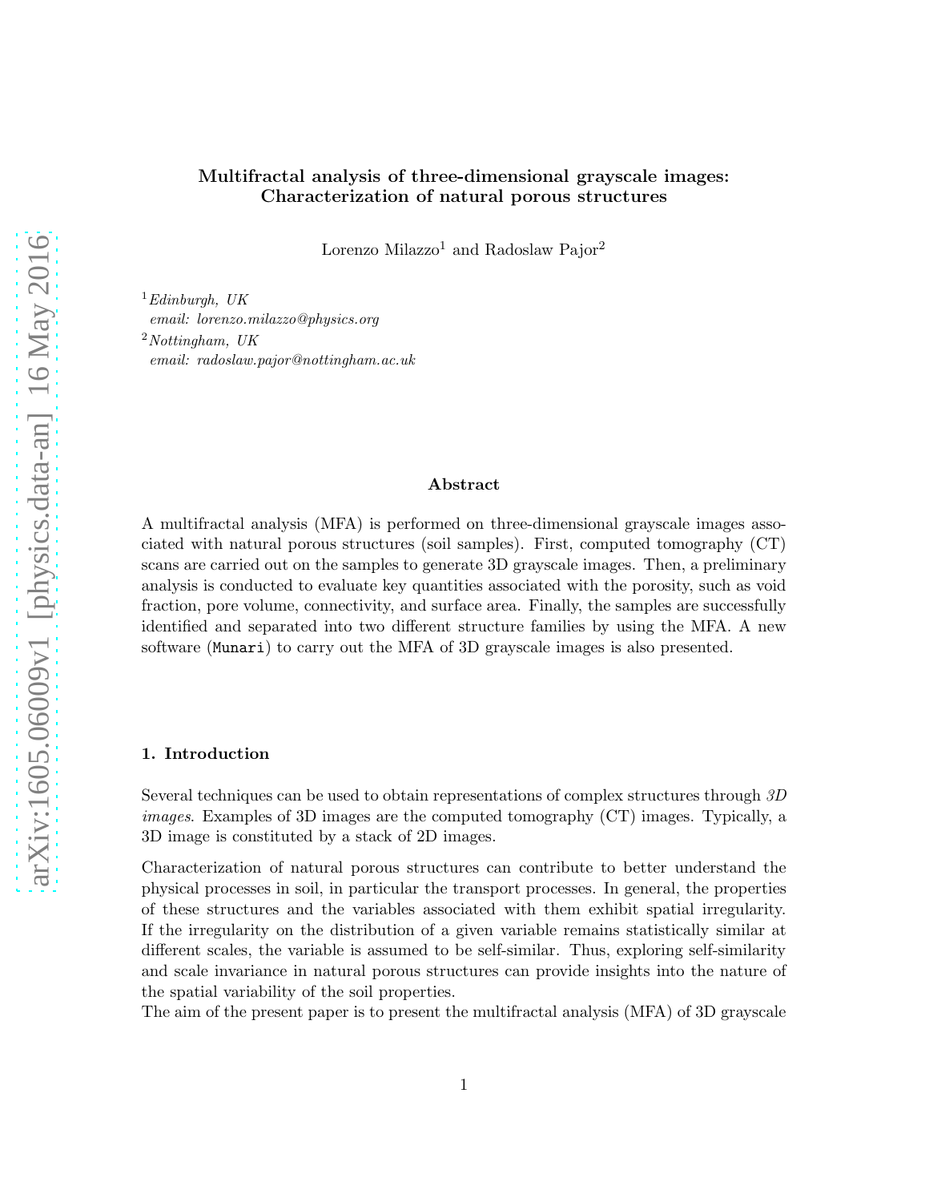# Multifractal analysis of three-dimensional grayscale images: Characterization of natural porous structures

Lorenzo Milazzo[1] and Radoslaw Pajor[2]

[1] *Edinburgh, UK*
*email: lorenzo.milazzo@physics.org*
[2] *Nottingham, UK*
*email: radoslaw.pajor@nottingham.ac.uk*

## Abstract

A multifractal analysis (MFA) is performed on three-dimensional grayscale images associated with natural porous structures (soil samples). First, computed tomography (CT) scans are carried out on the samples to generate 3D grayscale images. Then, a preliminary analysis is conducted to evaluate key quantities associated with the porosity, such as void fraction, pore volume, connectivity, and surface area. Finally, the samples are successfully identified and separated into two different structure families by using the MFA. A new software (`Munari`) to carry out the MFA of 3D grayscale images is also presented.

## 1. Introduction

Several techniques can be used to obtain representations of complex structures through *3D images*. Examples of 3D images are the computed tomography (CT) images. Typically, a 3D image is constituted by a stack of 2D images.

Characterization of natural porous structures can contribute to better understand the physical processes in soil, in particular the transport processes. In general, the properties of these structures and the variables associated with them exhibit spatial irregularity. If the irregularity on the distribution of a given variable remains statistically similar at different scales, the variable is assumed to be self-similar. Thus, exploring self-similarity and scale invariance in natural porous structures can provide insights into the nature of the spatial variability of the soil properties.

The aim of the present paper is to present the multifractal analysis (MFA) of 3D grayscale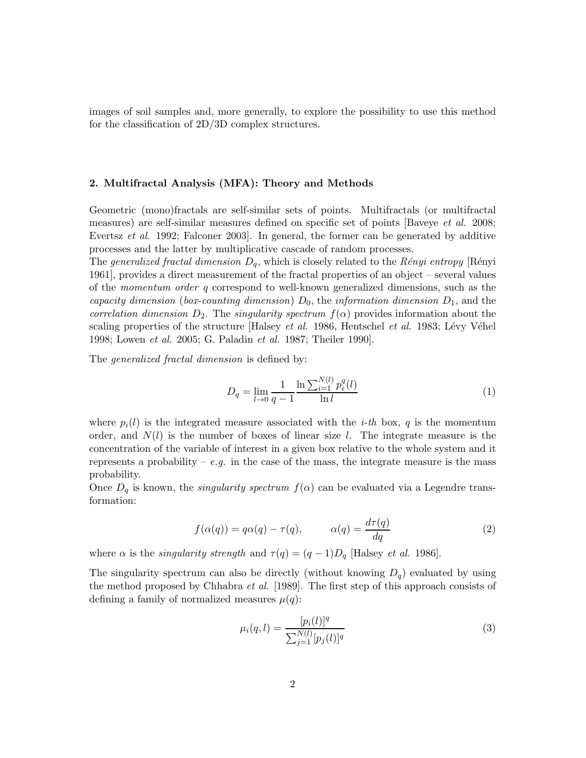images of soil samples and, more generally, to explore the possibility to use this method for the classification of 2D/3D complex structures.

## 2. Multifractal Analysis (MFA): Theory and Methods

Geometric (mono)fractals are self-similar sets of points. Multifractals (or multifractal measures) are self-similar measures defined on specific set of points [Baveye *et al.* 2008; Evertsz *et al.* 1992; Falconer 2003]. In general, the former can be generated by additive processes and the latter by multiplicative cascade of random processes.
The *generalized fractal dimension* $D_q$, which is closely related to the *Rényi entropy* [Rényi 1961], provides a direct measurement of the fractal properties of an object – several values of the *momentum order* $q$ correspond to well-known generalized dimensions, such as the *capacity dimension* (*box-counting dimension*) $D_0$, the *information dimension* $D_1$, and the *correlation dimension* $D_2$. The *singularity spectrum* $f(\alpha)$ provides information about the scaling properties of the structure [Halsey *et al.* 1986, Hentschel *et al.* 1983; Lévy Véhel 1998; Lowen *et al.* 2005; G. Paladin *et al.* 1987; Theiler 1990].

The *generalized fractal dimension* is defined by:

$$D_q = \lim_{l \to 0} \frac{1}{q-1} \frac{\ln \sum_{i=1}^{N(l)} p_i^q(l)}{\ln l} \tag{1}$$

where $p_i(l)$ is the integrated measure associated with the *i-th* box, $q$ is the momentum order, and $N(l)$ is the number of boxes of linear size $l$. The integrate measure is the concentration of the variable of interest in a given box relative to the whole system and it represents a probability – *e.g.* in the case of the mass, the integrate measure is the mass probability.
Once $D_q$ is known, the *singularity spectrum* $f(\alpha)$ can be evaluated via a Legendre transformation:

$$f(\alpha(q)) = q\alpha(q) - \tau(q), \qquad \alpha(q) = \frac{d\tau(q)}{dq} \tag{2}$$

where $\alpha$ is the *singularity strength* and $\tau(q) = (q-1)D_q$ [Halsey *et al.* 1986].

The singularity spectrum can also be directly (without knowing $D_q$) evaluated by using the method proposed by Chhabra *et al.* [1989]. The first step of this approach consists of defining a family of normalized measures $\mu(q)$:

$$\mu_i(q, l) = \frac{[p_i(l)]^q}{\sum_{j=1}^{N(l)} [p_j(l)]^q} \tag{3}$$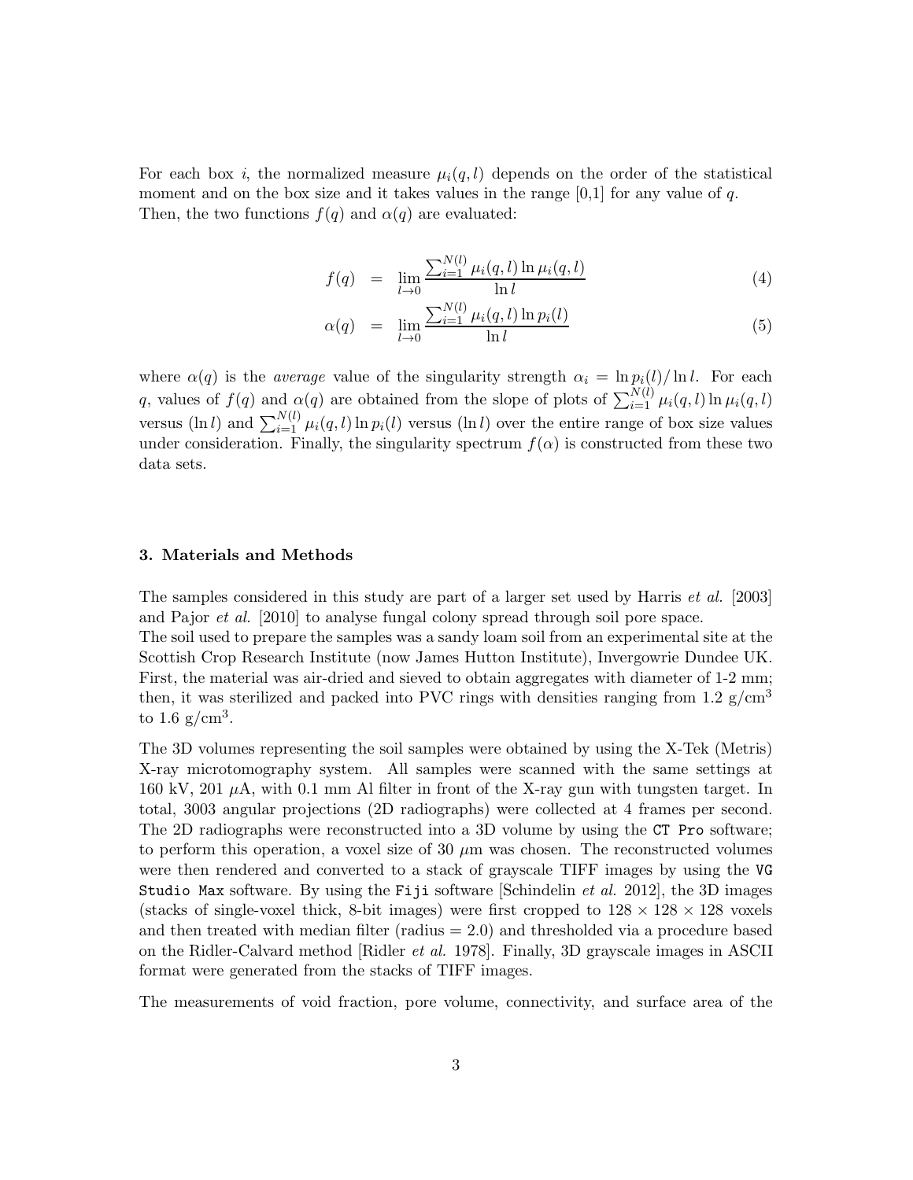For each box $i$, the normalized measure $\mu_i(q,l)$ depends on the order of the statistical moment and on the box size and it takes values in the range [0,1] for any value of $q$. Then, the two functions $f(q)$ and $\alpha(q)$ are evaluated:

$$f(q) = \lim_{l \to 0} \frac{\sum_{i=1}^{N(l)} \mu_i(q,l) \ln \mu_i(q,l)}{\ln l} \tag{4}$$

$$\alpha(q) = \lim_{l \to 0} \frac{\sum_{i=1}^{N(l)} \mu_i(q,l) \ln p_i(l)}{\ln l} \tag{5}$$

where $\alpha(q)$ is the *average* value of the singularity strength $\alpha_i = \ln p_i(l)/\ln l$. For each $q$, values of $f(q)$ and $\alpha(q)$ are obtained from the slope of plots of $\sum_{i=1}^{N(l)} \mu_i(q,l) \ln \mu_i(q,l)$ versus $(\ln l)$ and $\sum_{i=1}^{N(l)} \mu_i(q,l) \ln p_i(l)$ versus $(\ln l)$ over the entire range of box size values under consideration. Finally, the singularity spectrum $f(\alpha)$ is constructed from these two data sets.

### 3. Materials and Methods

The samples considered in this study are part of a larger set used by Harris *et al.* [2003] and Pajor *et al.* [2010] to analyse fungal colony spread through soil pore space.
The soil used to prepare the samples was a sandy loam soil from an experimental site at the Scottish Crop Research Institute (now James Hutton Institute), Invergowrie Dundee UK. First, the material was air-dried and sieved to obtain aggregates with diameter of 1-2 mm; then, it was sterilized and packed into PVC rings with densities ranging from 1.2 g/cm$^3$ to 1.6 g/cm$^3$.

The 3D volumes representing the soil samples were obtained by using the X-Tek (Metris) X-ray microtomography system. All samples were scanned with the same settings at 160 kV, 201 $\mu$A, with 0.1 mm Al filter in front of the X-ray gun with tungsten target. In total, 3003 angular projections (2D radiographs) were collected at 4 frames per second. The 2D radiographs were reconstructed into a 3D volume by using the `CT Pro` software; to perform this operation, a voxel size of 30 $\mu$m was chosen. The reconstructed volumes were then rendered and converted to a stack of grayscale TIFF images by using the `VG Studio Max` software. By using the `Fiji` software [Schindelin *et al.* 2012], the 3D images (stacks of single-voxel thick, 8-bit images) were first cropped to $128 \times 128 \times 128$ voxels and then treated with median filter (radius = 2.0) and thresholded via a procedure based on the Ridler-Calvard method [Ridler *et al.* 1978]. Finally, 3D grayscale images in ASCII format were generated from the stacks of TIFF images.

The measurements of void fraction, pore volume, connectivity, and surface area of the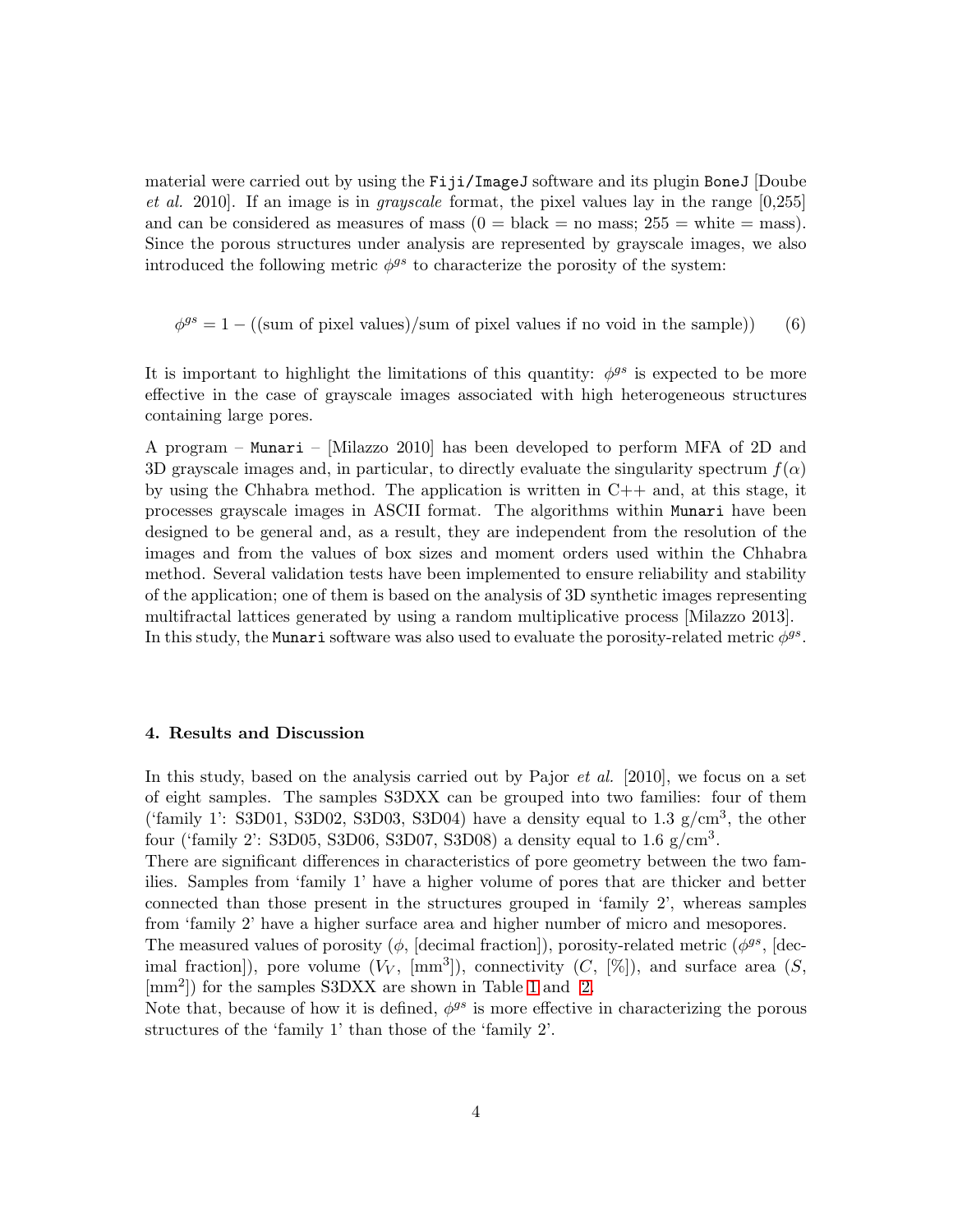material were carried out by using the `Fiji/ImageJ` software and its plugin `BoneJ` [Doube *et al.* 2010]. If an image is in *grayscale* format, the pixel values lay in the range [0,255] and can be considered as measures of mass (0 = black = no mass; 255 = white = mass). Since the porous structures under analysis are represented by grayscale images, we also introduced the following metric $\phi^{gs}$ to characterize the porosity of the system:

$$\phi^{gs} = 1 - ((\text{sum of pixel values})/\text{sum of pixel values if no void in the sample}) \qquad (6)$$

It is important to highlight the limitations of this quantity: $\phi^{gs}$ is expected to be more effective in the case of grayscale images associated with high heterogeneous structures containing large pores.

A program – `Munari` – [Milazzo 2010] has been developed to perform MFA of 2D and 3D grayscale images and, in particular, to directly evaluate the singularity spectrum $f(\alpha)$ by using the Chhabra method. The application is written in C++ and, at this stage, it processes grayscale images in ASCII format. The algorithms within `Munari` have been designed to be general and, as a result, they are independent from the resolution of the images and from the values of box sizes and moment orders used within the Chhabra method. Several validation tests have been implemented to ensure reliability and stability of the application; one of them is based on the analysis of 3D synthetic images representing multifractal lattices generated by using a random multiplicative process [Milazzo 2013]. In this study, the `Munari` software was also used to evaluate the porosity-related metric $\phi^{gs}$.

#### 4. Results and Discussion

In this study, based on the analysis carried out by Pajor *et al.* [2010], we focus on a set of eight samples. The samples S3DXX can be grouped into two families: four of them ('family 1': S3D01, S3D02, S3D03, S3D04) have a density equal to 1.3 g/cm$^3$, the other four ('family 2': S3D05, S3D06, S3D07, S3D08) a density equal to 1.6 g/cm$^3$.

There are significant differences in characteristics of pore geometry between the two families. Samples from 'family 1' have a higher volume of pores that are thicker and better connected than those present in the structures grouped in 'family 2', whereas samples from 'family 2' have a higher surface area and higher number of micro and mesopores.

The measured values of porosity ($\phi$, [decimal fraction]), porosity-related metric ($\phi^{gs}$, [decimal fraction]), pore volume ($V_V$, [mm$^3$]), connectivity ($C$, [%]), and surface area ($S$, [mm$^2$]) for the samples S3DXX are shown in Table 1 and 2.

Note that, because of how it is defined, $\phi^{gs}$ is more effective in characterizing the porous structures of the 'family 1' than those of the 'family 2'.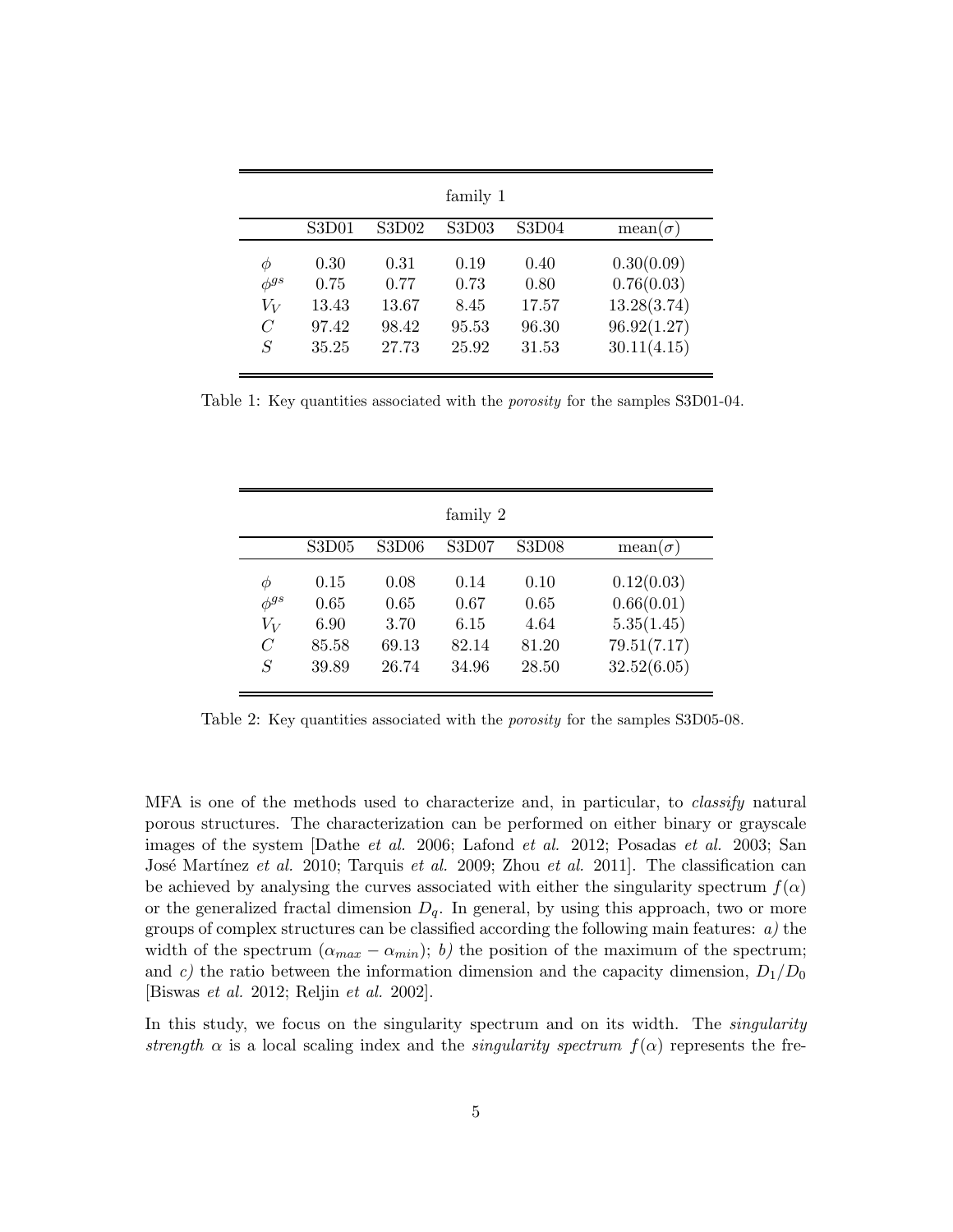| family 1 | | | | | |
|---|---|---|---|---|---|
| | S3D01 | S3D02 | S3D03 | S3D04 | mean($\sigma$) |
| $\phi$ | 0.30 | 0.31 | 0.19 | 0.40 | 0.30(0.09) |
| $\phi^{gs}$ | 0.75 | 0.77 | 0.73 | 0.80 | 0.76(0.03) |
| $V_V$ | 13.43 | 13.67 | 8.45 | 17.57 | 13.28(3.74) |
| $C$ | 97.42 | 98.42 | 95.53 | 96.30 | 96.92(1.27) |
| $S$ | 35.25 | 27.73 | 25.92 | 31.53 | 30.11(4.15) |

Table 1: Key quantities associated with the *porosity* for the samples S3D01-04.

| family 2 | | | | | |
|---|---|---|---|---|---|
| | S3D05 | S3D06 | S3D07 | S3D08 | mean($\sigma$) |
| $\phi$ | 0.15 | 0.08 | 0.14 | 0.10 | 0.12(0.03) |
| $\phi^{gs}$ | 0.65 | 0.65 | 0.67 | 0.65 | 0.66(0.01) |
| $V_V$ | 6.90 | 3.70 | 6.15 | 4.64 | 5.35(1.45) |
| $C$ | 85.58 | 69.13 | 82.14 | 81.20 | 79.51(7.17) |
| $S$ | 39.89 | 26.74 | 34.96 | 28.50 | 32.52(6.05) |

Table 2: Key quantities associated with the *porosity* for the samples S3D05-08.

MFA is one of the methods used to characterize and, in particular, to *classify* natural porous structures. The characterization can be performed on either binary or grayscale images of the system [Dathe *et al.* 2006; Lafond *et al.* 2012; Posadas *et al.* 2003; San José Martínez *et al.* 2010; Tarquis *et al.* 2009; Zhou *et al.* 2011]. The classification can be achieved by analysing the curves associated with either the singularity spectrum $f(\alpha)$ or the generalized fractal dimension $D_q$. In general, by using this approach, two or more groups of complex structures can be classified according the following main features: *a)* the width of the spectrum $(\alpha_{max} - \alpha_{min})$; *b)* the position of the maximum of the spectrum; and *c)* the ratio between the information dimension and the capacity dimension, $D_1/D_0$ [Biswas *et al.* 2012; Reljin *et al.* 2002].

In this study, we focus on the singularity spectrum and on its width. The *singularity strength* $\alpha$ is a local scaling index and the *singularity spectrum* $f(\alpha)$ represents the fre-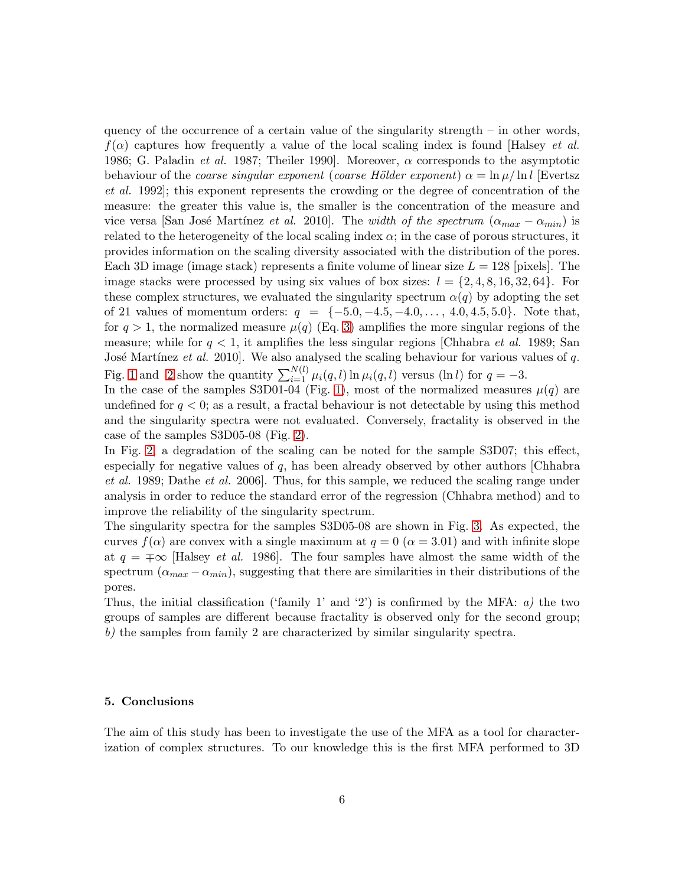quency of the occurrence of a certain value of the singularity strength – in other words, $f(\alpha)$ captures how frequently a value of the local scaling index is found [Halsey *et al.* 1986; G. Paladin *et al.* 1987; Theiler 1990]. Moreover, $\alpha$ corresponds to the asymptotic behaviour of the *coarse singular exponent* (*coarse Hölder exponent*) $\alpha = \ln \mu / \ln l$ [Evertsz *et al.* 1992]; this exponent represents the crowding or the degree of concentration of the measure: the greater this value is, the smaller is the concentration of the measure and vice versa [San José Martínez *et al.* 2010]. The *width of the spectrum* $(\alpha_{max} - \alpha_{min})$ is related to the heterogeneity of the local scaling index $\alpha$; in the case of porous structures, it provides information on the scaling diversity associated with the distribution of the pores. Each 3D image (image stack) represents a finite volume of linear size $L = 128$ [pixels]. The image stacks were processed by using six values of box sizes: $l = \{2, 4, 8, 16, 32, 64\}$. For these complex structures, we evaluated the singularity spectrum $\alpha(q)$ by adopting the set of 21 values of momentum orders: $q = \{-5.0, -4.5, -4.0, \ldots, 4.0, 4.5, 5.0\}$. Note that, for $q > 1$, the normalized measure $\mu(q)$ (Eq. 3) amplifies the more singular regions of the measure; while for $q < 1$, it amplifies the less singular regions [Chhabra *et al.* 1989; San José Martínez *et al.* 2010]. We also analysed the scaling behaviour for various values of $q$. Fig. 1 and 2 show the quantity $\sum_{i=1}^{N(l)} \mu_i(q,l) \ln \mu_i(q,l)$ versus $(\ln l)$ for $q = -3$.

In the case of the samples S3D01-04 (Fig. 1), most of the normalized measures $\mu(q)$ are undefined for $q < 0$; as a result, a fractal behaviour is not detectable by using this method and the singularity spectra were not evaluated. Conversely, fractality is observed in the case of the samples S3D05-08 (Fig. 2).

In Fig. 2, a degradation of the scaling can be noted for the sample S3D07; this effect, especially for negative values of $q$, has been already observed by other authors [Chhabra *et al.* 1989; Dathe *et al.* 2006]. Thus, for this sample, we reduced the scaling range under analysis in order to reduce the standard error of the regression (Chhabra method) and to improve the reliability of the singularity spectrum.

The singularity spectra for the samples S3D05-08 are shown in Fig. 3. As expected, the curves $f(\alpha)$ are convex with a single maximum at $q = 0$ ($\alpha = 3.01$) and with infinite slope at $q = \mp\infty$ [Halsey *et al.* 1986]. The four samples have almost the same width of the spectrum $(\alpha_{max} - \alpha_{min})$, suggesting that there are similarities in their distributions of the pores.

Thus, the initial classification ('family 1' and '2') is confirmed by the MFA: *a)* the two groups of samples are different because fractality is observed only for the second group; *b)* the samples from family 2 are characterized by similar singularity spectra.

## 5. Conclusions

The aim of this study has been to investigate the use of the MFA as a tool for characterization of complex structures. To our knowledge this is the first MFA performed to 3D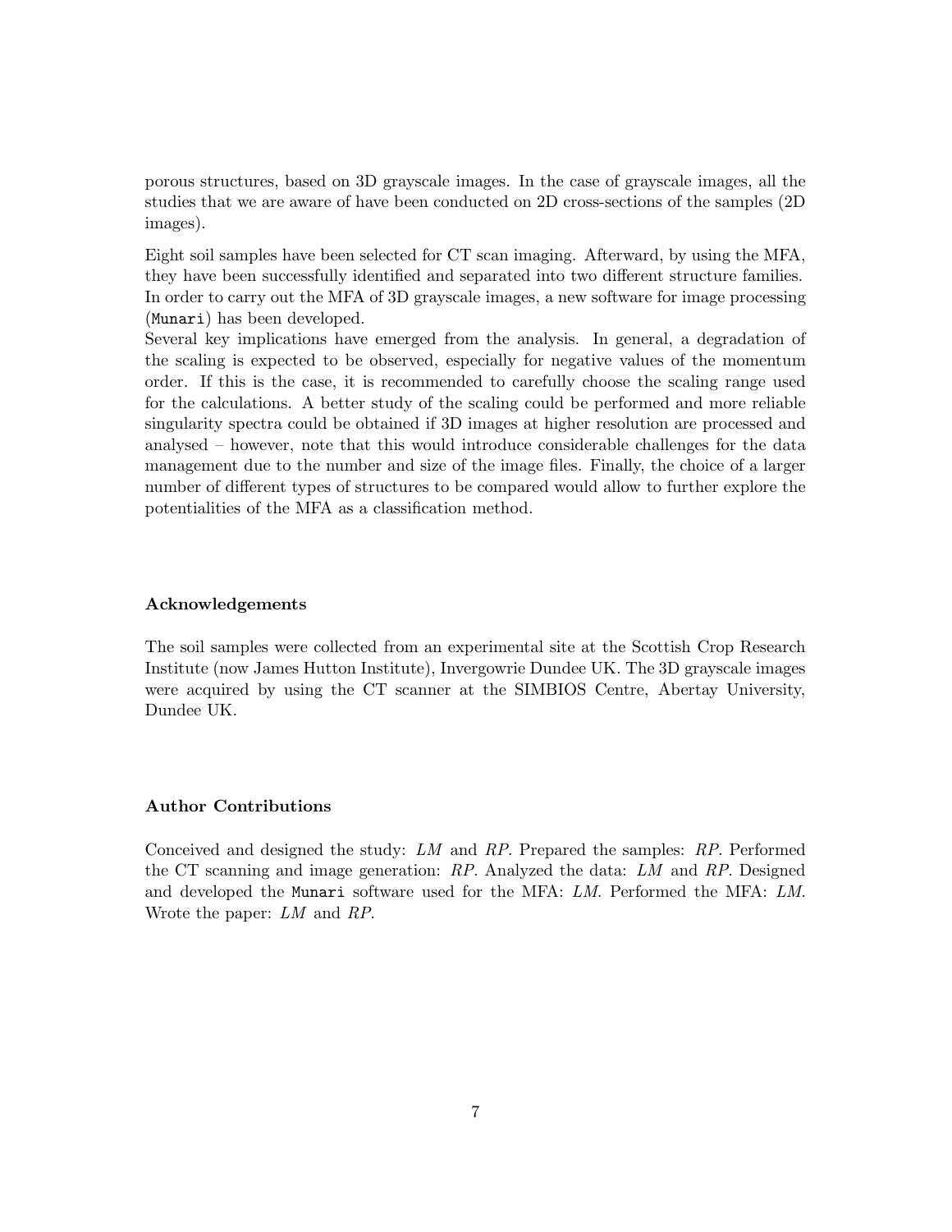porous structures, based on 3D grayscale images. In the case of grayscale images, all the studies that we are aware of have been conducted on 2D cross-sections of the samples (2D images).

Eight soil samples have been selected for CT scan imaging. Afterward, by using the MFA, they have been successfully identified and separated into two different structure families. In order to carry out the MFA of 3D grayscale images, a new software for image processing (`Munari`) has been developed.
Several key implications have emerged from the analysis. In general, a degradation of the scaling is expected to be observed, especially for negative values of the momentum order. If this is the case, it is recommended to carefully choose the scaling range used for the calculations. A better study of the scaling could be performed and more reliable singularity spectra could be obtained if 3D images at higher resolution are processed and analysed – however, note that this would introduce considerable challenges for the data management due to the number and size of the image files. Finally, the choice of a larger number of different types of structures to be compared would allow to further explore the potentialities of the MFA as a classification method.

### Acknowledgements

The soil samples were collected from an experimental site at the Scottish Crop Research Institute (now James Hutton Institute), Invergowrie Dundee UK. The 3D grayscale images were acquired by using the CT scanner at the SIMBIOS Centre, Abertay University, Dundee UK.

### Author Contributions

Conceived and designed the study: *LM* and *RP*. Prepared the samples: *RP*. Performed the CT scanning and image generation: *RP*. Analyzed the data: *LM* and *RP*. Designed and developed the `Munari` software used for the MFA: *LM*. Performed the MFA: *LM*. Wrote the paper: *LM* and *RP*.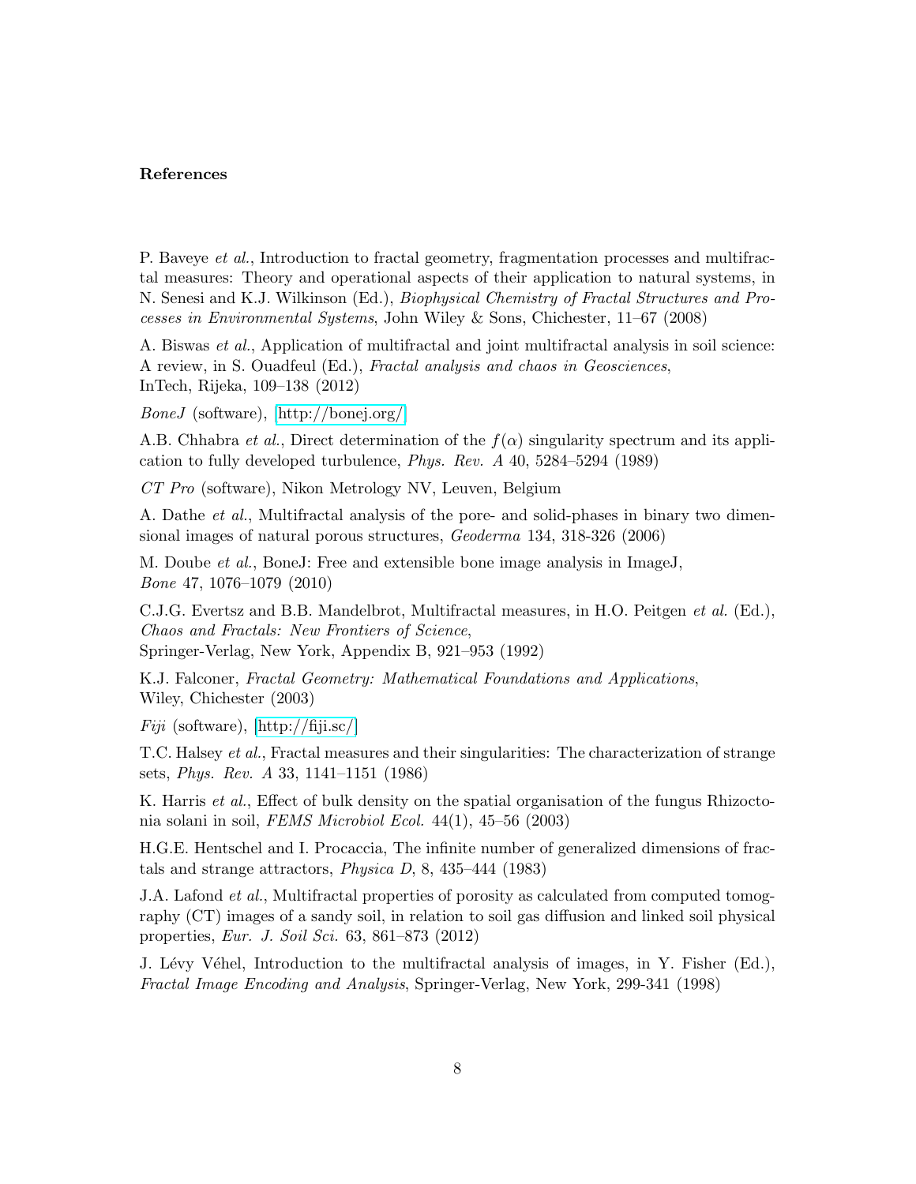**References**

P. Baveye *et al.*, Introduction to fractal geometry, fragmentation processes and multifractal measures: Theory and operational aspects of their application to natural systems, in N. Senesi and K.J. Wilkinson (Ed.), *Biophysical Chemistry of Fractal Structures and Processes in Environmental Systems*, John Wiley & Sons, Chichester, 11–67 (2008)

A. Biswas *et al.*, Application of multifractal and joint multifractal analysis in soil science: A review, in S. Ouadfeul (Ed.), *Fractal analysis and chaos in Geosciences*, InTech, Rijeka, 109–138 (2012)

*BoneJ* (software), [http://bonej.org/]

A.B. Chhabra *et al.*, Direct determination of the $f(\alpha)$ singularity spectrum and its application to fully developed turbulence, *Phys. Rev. A* 40, 5284–5294 (1989)

*CT Pro* (software), Nikon Metrology NV, Leuven, Belgium

A. Dathe *et al.*, Multifractal analysis of the pore- and solid-phases in binary two dimensional images of natural porous structures, *Geoderma* 134, 318-326 (2006)

M. Doube *et al.*, BoneJ: Free and extensible bone image analysis in ImageJ, *Bone* 47, 1076–1079 (2010)

C.J.G. Evertsz and B.B. Mandelbrot, Multifractal measures, in H.O. Peitgen *et al.* (Ed.), *Chaos and Fractals: New Frontiers of Science*, Springer-Verlag, New York, Appendix B, 921–953 (1992)

K.J. Falconer, *Fractal Geometry: Mathematical Foundations and Applications*, Wiley, Chichester (2003)

*Fiji* (software), [http://fiji.sc/]

T.C. Halsey *et al.*, Fractal measures and their singularities: The characterization of strange sets, *Phys. Rev. A* 33, 1141–1151 (1986)

K. Harris *et al.*, Effect of bulk density on the spatial organisation of the fungus Rhizoctonia solani in soil, *FEMS Microbiol Ecol.* 44(1), 45–56 (2003)

H.G.E. Hentschel and I. Procaccia, The infinite number of generalized dimensions of fractals and strange attractors, *Physica D*, 8, 435–444 (1983)

J.A. Lafond *et al.*, Multifractal properties of porosity as calculated from computed tomography (CT) images of a sandy soil, in relation to soil gas diffusion and linked soil physical properties, *Eur. J. Soil Sci.* 63, 861–873 (2012)

J. Lévy Véhel, Introduction to the multifractal analysis of images, in Y. Fisher (Ed.), *Fractal Image Encoding and Analysis*, Springer-Verlag, New York, 299-341 (1998)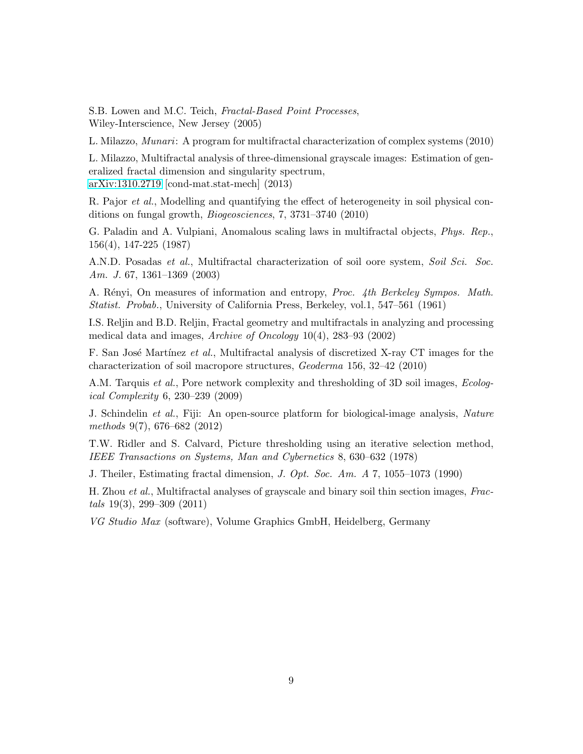S.B. Lowen and M.C. Teich, *Fractal-Based Point Processes*, Wiley-Interscience, New Jersey (2005)

L. Milazzo, *Munari*: A program for multifractal characterization of complex systems (2010)

L. Milazzo, Multifractal analysis of three-dimensional grayscale images: Estimation of generalized fractal dimension and singularity spectrum, arXiv:1310.2719 [cond-mat.stat-mech] (2013)

R. Pajor *et al.*, Modelling and quantifying the effect of heterogeneity in soil physical conditions on fungal growth, *Biogeosciences*, 7, 3731–3740 (2010)

G. Paladin and A. Vulpiani, Anomalous scaling laws in multifractal objects, *Phys. Rep.*, 156(4), 147-225 (1987)

A.N.D. Posadas *et al.*, Multifractal characterization of soil oore system, *Soil Sci. Soc. Am. J.* 67, 1361–1369 (2003)

A. Rényi, On measures of information and entropy, *Proc. 4th Berkeley Sympos. Math. Statist. Probab.*, University of California Press, Berkeley, vol.1, 547–561 (1961)

I.S. Reljin and B.D. Reljin, Fractal geometry and multifractals in analyzing and processing medical data and images, *Archive of Oncology* 10(4), 283–93 (2002)

F. San José Martínez *et al.*, Multifractal analysis of discretized X-ray CT images for the characterization of soil macropore structures, *Geoderma* 156, 32–42 (2010)

A.M. Tarquis *et al.*, Pore network complexity and thresholding of 3D soil images, *Ecological Complexity* 6, 230–239 (2009)

J. Schindelin *et al.*, Fiji: An open-source platform for biological-image analysis, *Nature methods* 9(7), 676–682 (2012)

T.W. Ridler and S. Calvard, Picture thresholding using an iterative selection method, *IEEE Transactions on Systems, Man and Cybernetics* 8, 630–632 (1978)

J. Theiler, Estimating fractal dimension, *J. Opt. Soc. Am. A* 7, 1055–1073 (1990)

H. Zhou *et al.*, Multifractal analyses of grayscale and binary soil thin section images, *Fractals* 19(3), 299–309 (2011)

*VG Studio Max* (software), Volume Graphics GmbH, Heidelberg, Germany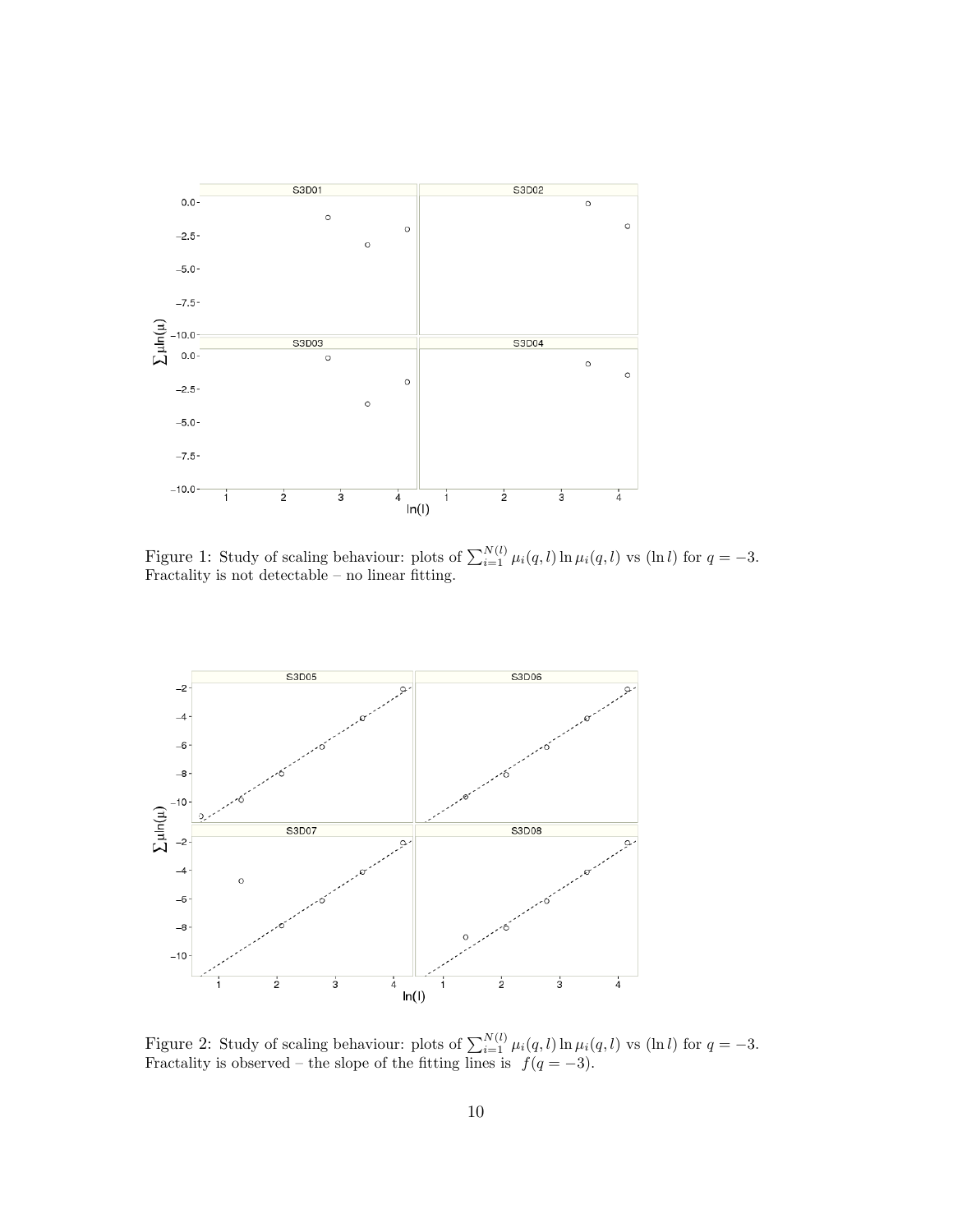Figure 1: Study of scaling behaviour: plots of $\sum_{i=1}^{N(l)} \mu_i(q,l) \ln \mu_i(q,l)$ vs $(\ln l)$ for $q = -3$. Fractality is not detectable – no linear fitting.

Figure 2: Study of scaling behaviour: plots of $\sum_{i=1}^{N(l)} \mu_i(q,l) \ln \mu_i(q,l)$ vs $(\ln l)$ for $q = -3$. Fractality is observed – the slope of the fitting lines is $f(q = -3)$.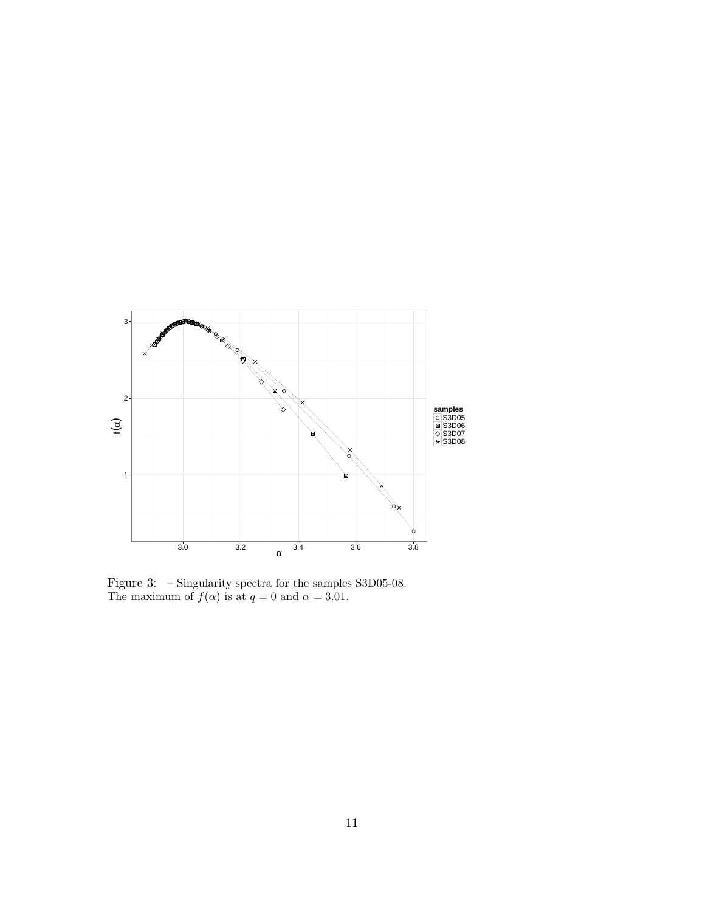3

2

1

3.0

3.2

3.4

3.6

3.8

α

f(α)

samples

S3D05

S3D06

S3D07

S3D08

Figure 3: – Singularity spectra for the samples S3D05-08. The maximum of $f(\alpha)$ is at $q = 0$ and $\alpha = 3.01$.